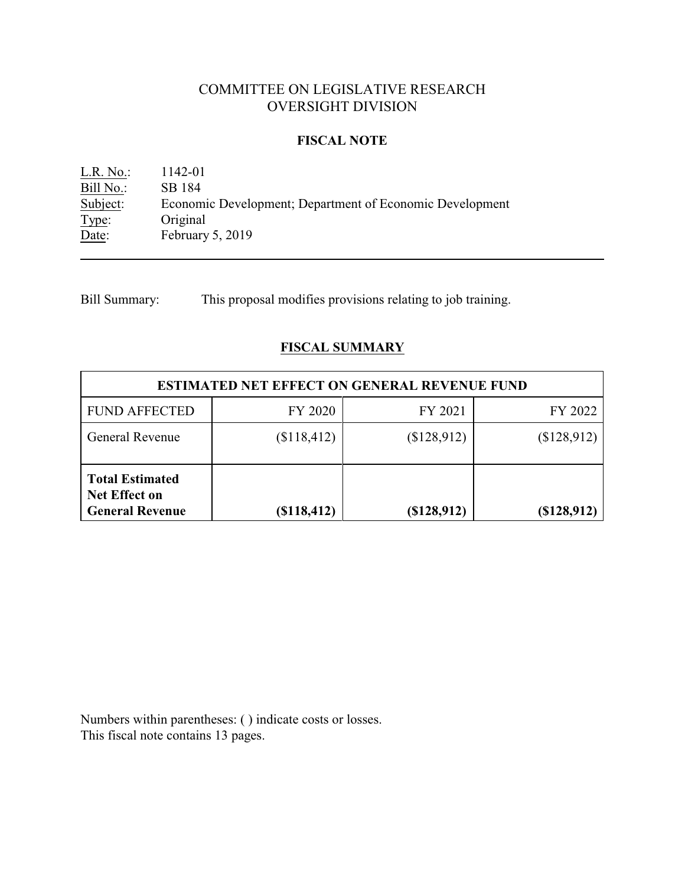# COMMITTEE ON LEGISLATIVE RESEARCH
# OVERSIGHT DIVISION

## FISCAL NOTE

L.R. No.: 1142-01
Bill No.: SB 184
Subject: Economic Development; Department of Economic Development
Type: Original
Date: February 5, 2019

---

Bill Summary: This proposal modifies provisions relating to job training.

## FISCAL SUMMARY

| ESTIMATED NET EFFECT ON GENERAL REVENUE FUND | | | |
|---|---|---|---|
| FUND AFFECTED | FY 2020 | FY 2021 | FY 2022 |
| General Revenue | ($118,412) | ($128,912) | ($128,912) |
| **Total Estimated Net Effect on General Revenue** | **($118,412)** | **($128,912)** | **($128,912)** |

Numbers within parentheses: ( ) indicate costs or losses.
This fiscal note contains 13 pages.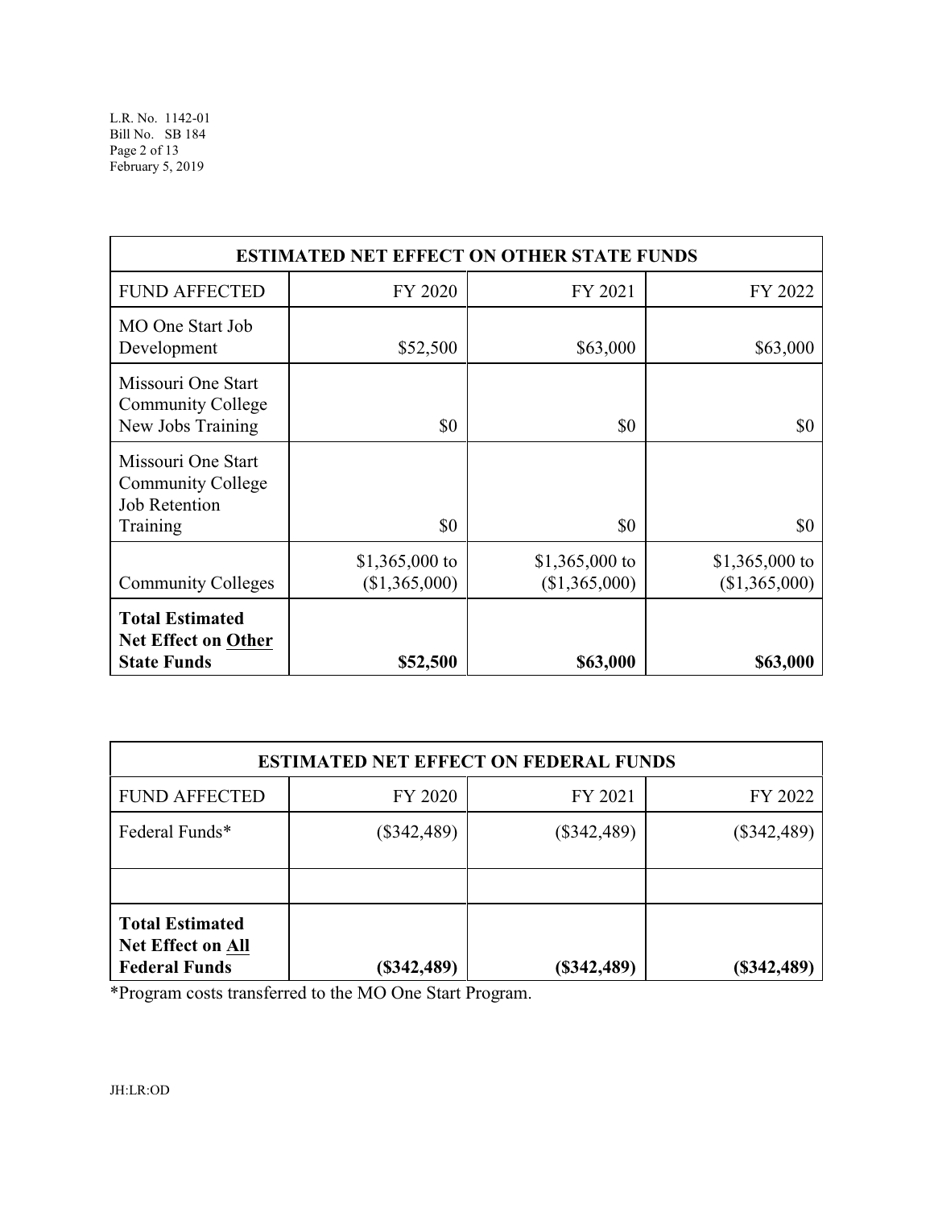| ESTIMATED NET EFFECT ON OTHER STATE FUNDS | | | |
|---|---|---|---|
| FUND AFFECTED | FY 2020 | FY 2021 | FY 2022 |
| MO One Start Job Development | $52,500 | $63,000 | $63,000 |
| Missouri One Start Community College New Jobs Training | $0 | $0 | $0 |
| Missouri One Start Community College Job Retention Training | $0 | $0 | $0 |
| Community Colleges | $1,365,000 to ($1,365,000) | $1,365,000 to ($1,365,000) | $1,365,000 to ($1,365,000) |
| **Total Estimated Net Effect on Other State Funds** | **$52,500** | **$63,000** | **$63,000** |

| ESTIMATED NET EFFECT ON FEDERAL FUNDS | | | |
|---|---|---|---|
| FUND AFFECTED | FY 2020 | FY 2021 | FY 2022 |
| Federal Funds* | ($342,489) | ($342,489) | ($342,489) |
| | | | |
| **Total Estimated Net Effect on All Federal Funds** | **($342,489)** | **($342,489)** | **($342,489)** |

*Program costs transferred to the MO One Start Program.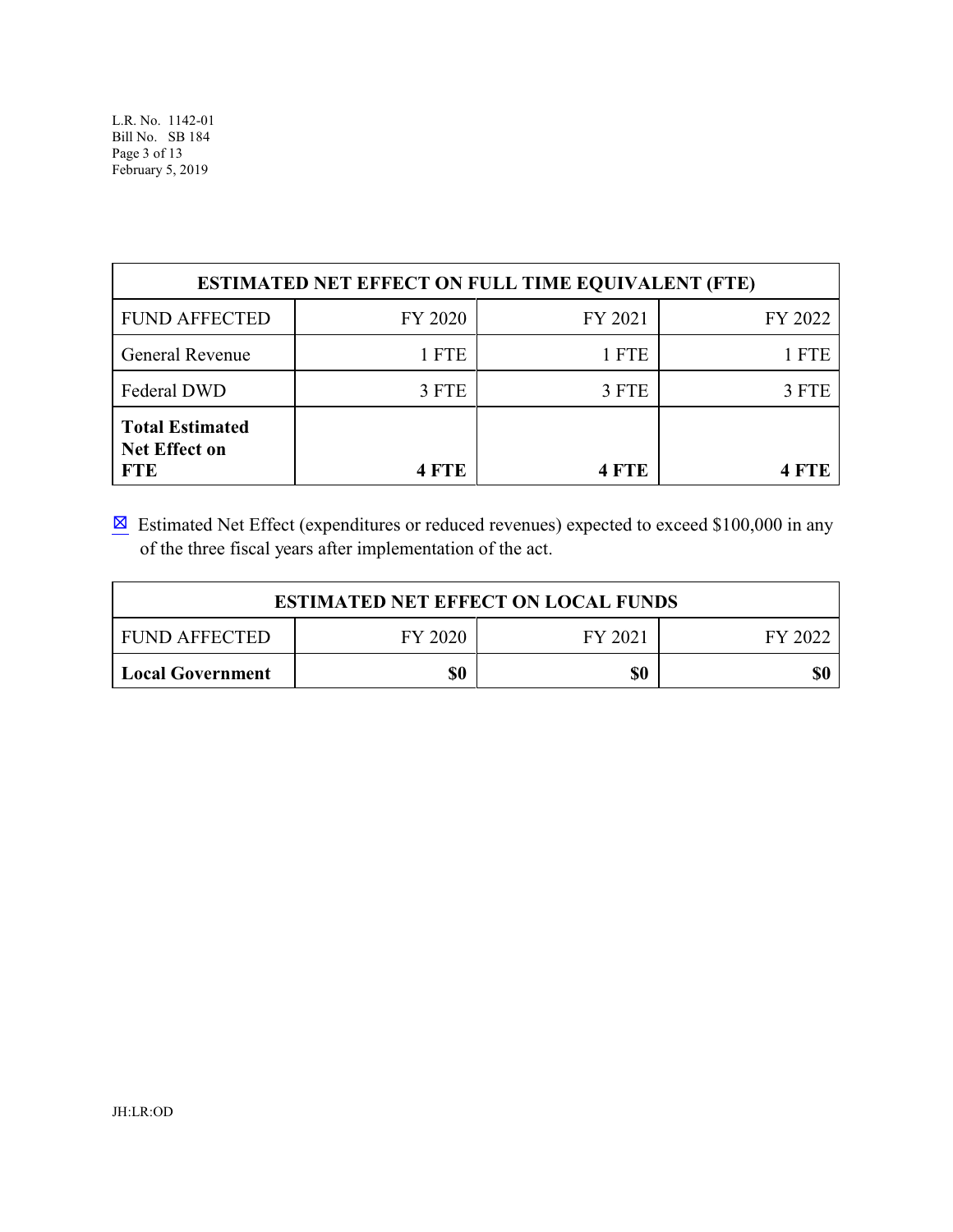| ESTIMATED NET EFFECT ON FULL TIME EQUIVALENT (FTE) | | | |
|---|---|---|---|
| FUND AFFECTED | FY 2020 | FY 2021 | FY 2022 |
| General Revenue | 1 FTE | 1 FTE | 1 FTE |
| Federal DWD | 3 FTE | 3 FTE | 3 FTE |
| **Total Estimated Net Effect on FTE** | **4 FTE** | **4 FTE** | **4 FTE** |

☒ Estimated Net Effect (expenditures or reduced revenues) expected to exceed $100,000 in any of the three fiscal years after implementation of the act.

| ESTIMATED NET EFFECT ON LOCAL FUNDS | | | |
|---|---|---|---|
| FUND AFFECTED | FY 2020 | FY 2021 | FY 2022 |
| **Local Government** | **$0** | **$0** | **$0** |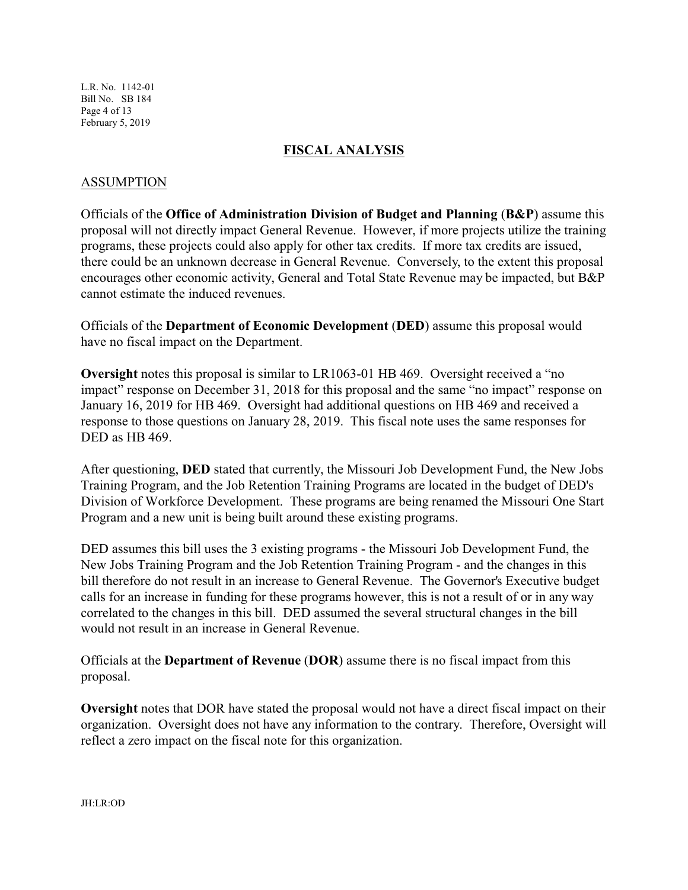## FISCAL ANALYSIS

### ASSUMPTION

Officials of the **Office of Administration Division of Budget and Planning** (**B&P**) assume this proposal will not directly impact General Revenue. However, if more projects utilize the training programs, these projects could also apply for other tax credits. If more tax credits are issued, there could be an unknown decrease in General Revenue. Conversely, to the extent this proposal encourages other economic activity, General and Total State Revenue may be impacted, but B&P cannot estimate the induced revenues.

Officials of the **Department of Economic Development** (**DED**) assume this proposal would have no fiscal impact on the Department.

**Oversight** notes this proposal is similar to LR1063-01 HB 469. Oversight received a "no impact" response on December 31, 2018 for this proposal and the same "no impact" response on January 16, 2019 for HB 469. Oversight had additional questions on HB 469 and received a response to those questions on January 28, 2019. This fiscal note uses the same responses for DED as HB 469.

After questioning, **DED** stated that currently, the Missouri Job Development Fund, the New Jobs Training Program, and the Job Retention Training Programs are located in the budget of DED's Division of Workforce Development. These programs are being renamed the Missouri One Start Program and a new unit is being built around these existing programs.

DED assumes this bill uses the 3 existing programs - the Missouri Job Development Fund, the New Jobs Training Program and the Job Retention Training Program - and the changes in this bill therefore do not result in an increase to General Revenue. The Governor's Executive budget calls for an increase in funding for these programs however, this is not a result of or in any way correlated to the changes in this bill. DED assumed the several structural changes in the bill would not result in an increase in General Revenue.

Officials at the **Department of Revenue** (**DOR**) assume there is no fiscal impact from this proposal.

**Oversight** notes that DOR have stated the proposal would not have a direct fiscal impact on their organization. Oversight does not have any information to the contrary. Therefore, Oversight will reflect a zero impact on the fiscal note for this organization.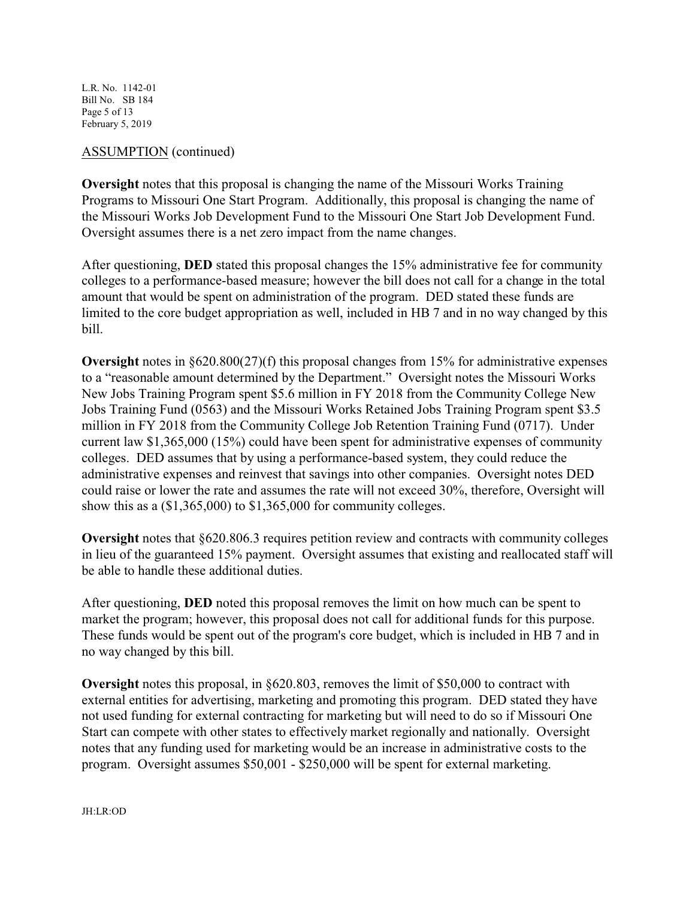ASSUMPTION (continued)

**Oversight** notes that this proposal is changing the name of the Missouri Works Training Programs to Missouri One Start Program. Additionally, this proposal is changing the name of the Missouri Works Job Development Fund to the Missouri One Start Job Development Fund. Oversight assumes there is a net zero impact from the name changes.

After questioning, **DED** stated this proposal changes the 15% administrative fee for community colleges to a performance-based measure; however the bill does not call for a change in the total amount that would be spent on administration of the program. DED stated these funds are limited to the core budget appropriation as well, included in HB 7 and in no way changed by this bill.

**Oversight** notes in §620.800(27)(f) this proposal changes from 15% for administrative expenses to a "reasonable amount determined by the Department." Oversight notes the Missouri Works New Jobs Training Program spent $5.6 million in FY 2018 from the Community College New Jobs Training Fund (0563) and the Missouri Works Retained Jobs Training Program spent $3.5 million in FY 2018 from the Community College Job Retention Training Fund (0717). Under current law $1,365,000 (15%) could have been spent for administrative expenses of community colleges. DED assumes that by using a performance-based system, they could reduce the administrative expenses and reinvest that savings into other companies. Oversight notes DED could raise or lower the rate and assumes the rate will not exceed 30%, therefore, Oversight will show this as a ($1,365,000) to $1,365,000 for community colleges.

**Oversight** notes that §620.806.3 requires petition review and contracts with community colleges in lieu of the guaranteed 15% payment. Oversight assumes that existing and reallocated staff will be able to handle these additional duties.

After questioning, **DED** noted this proposal removes the limit on how much can be spent to market the program; however, this proposal does not call for additional funds for this purpose. These funds would be spent out of the program's core budget, which is included in HB 7 and in no way changed by this bill.

**Oversight** notes this proposal, in §620.803, removes the limit of $50,000 to contract with external entities for advertising, marketing and promoting this program. DED stated they have not used funding for external contracting for marketing but will need to do so if Missouri One Start can compete with other states to effectively market regionally and nationally. Oversight notes that any funding used for marketing would be an increase in administrative costs to the program. Oversight assumes $50,001 - $250,000 will be spent for external marketing.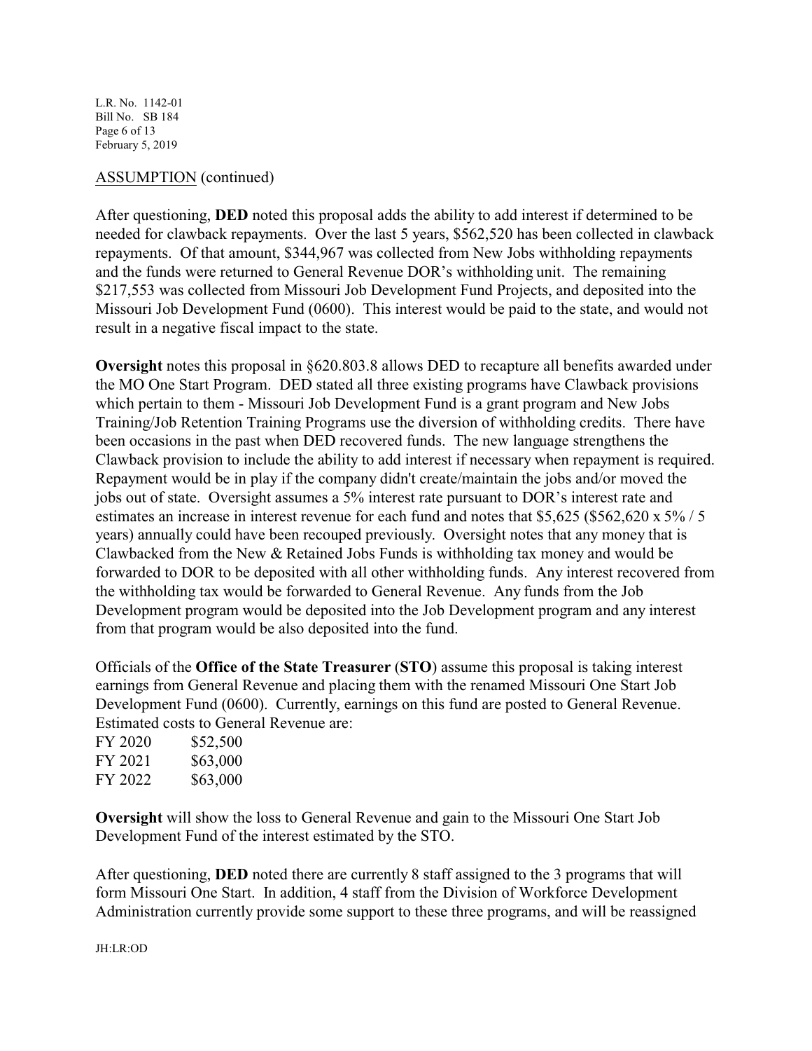ASSUMPTION (continued)

After questioning, **DED** noted this proposal adds the ability to add interest if determined to be needed for clawback repayments. Over the last 5 years, $562,520 has been collected in clawback repayments. Of that amount, $344,967 was collected from New Jobs withholding repayments and the funds were returned to General Revenue DOR's withholding unit. The remaining $217,553 was collected from Missouri Job Development Fund Projects, and deposited into the Missouri Job Development Fund (0600). This interest would be paid to the state, and would not result in a negative fiscal impact to the state.

**Oversight** notes this proposal in §620.803.8 allows DED to recapture all benefits awarded under the MO One Start Program. DED stated all three existing programs have Clawback provisions which pertain to them - Missouri Job Development Fund is a grant program and New Jobs Training/Job Retention Training Programs use the diversion of withholding credits. There have been occasions in the past when DED recovered funds. The new language strengthens the Clawback provision to include the ability to add interest if necessary when repayment is required. Repayment would be in play if the company didn't create/maintain the jobs and/or moved the jobs out of state. Oversight assumes a 5% interest rate pursuant to DOR's interest rate and estimates an increase in interest revenue for each fund and notes that $5,625 ($562,620 x 5% / 5 years) annually could have been recouped previously. Oversight notes that any money that is Clawbacked from the New & Retained Jobs Funds is withholding tax money and would be forwarded to DOR to be deposited with all other withholding funds. Any interest recovered from the withholding tax would be forwarded to General Revenue. Any funds from the Job Development program would be deposited into the Job Development program and any interest from that program would be also deposited into the fund.

Officials of the **Office of the State Treasurer** (**STO**) assume this proposal is taking interest earnings from General Revenue and placing them with the renamed Missouri One Start Job Development Fund (0600). Currently, earnings on this fund are posted to General Revenue. Estimated costs to General Revenue are:

| | |
|---|---|
| FY 2020 | $52,500 |
| FY 2021 | $63,000 |
| FY 2022 | $63,000 |

**Oversight** will show the loss to General Revenue and gain to the Missouri One Start Job Development Fund of the interest estimated by the STO.

After questioning, **DED** noted there are currently 8 staff assigned to the 3 programs that will form Missouri One Start. In addition, 4 staff from the Division of Workforce Development Administration currently provide some support to these three programs, and will be reassigned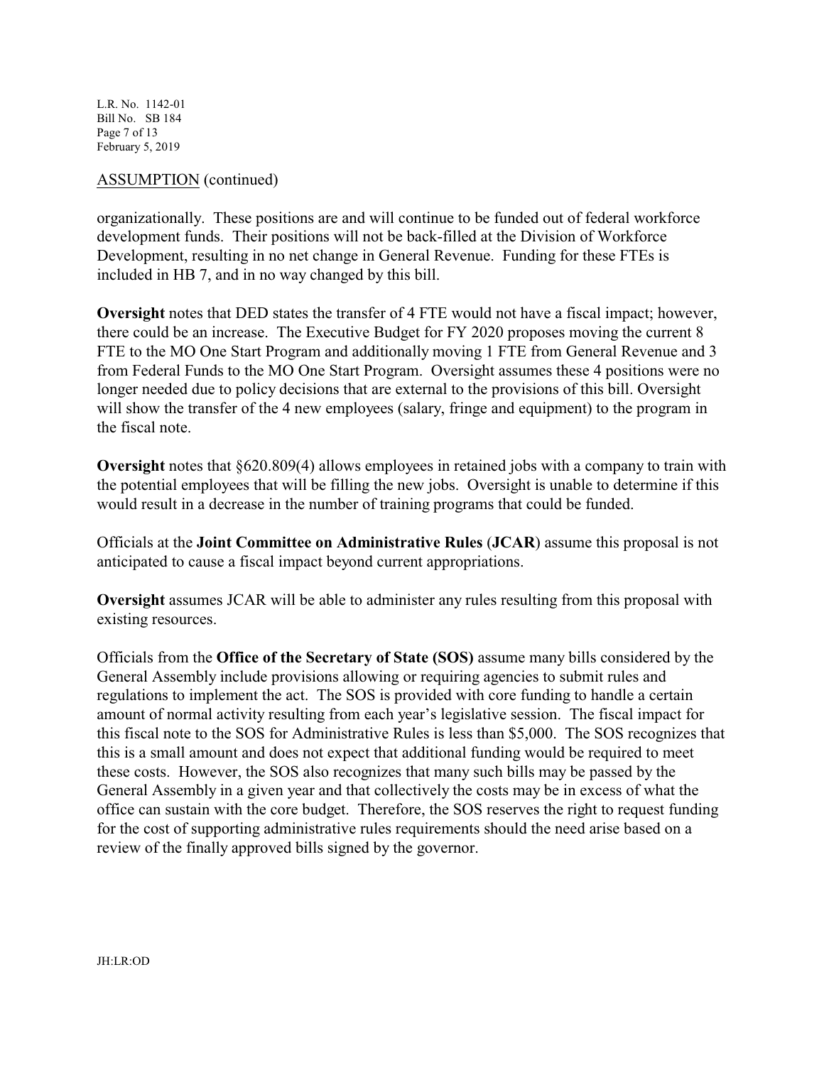ASSUMPTION (continued)

organizationally. These positions are and will continue to be funded out of federal workforce development funds. Their positions will not be back-filled at the Division of Workforce Development, resulting in no net change in General Revenue. Funding for these FTEs is included in HB 7, and in no way changed by this bill.

**Oversight** notes that DED states the transfer of 4 FTE would not have a fiscal impact; however, there could be an increase. The Executive Budget for FY 2020 proposes moving the current 8 FTE to the MO One Start Program and additionally moving 1 FTE from General Revenue and 3 from Federal Funds to the MO One Start Program. Oversight assumes these 4 positions were no longer needed due to policy decisions that are external to the provisions of this bill. Oversight will show the transfer of the 4 new employees (salary, fringe and equipment) to the program in the fiscal note.

**Oversight** notes that §620.809(4) allows employees in retained jobs with a company to train with the potential employees that will be filling the new jobs. Oversight is unable to determine if this would result in a decrease in the number of training programs that could be funded.

Officials at the **Joint Committee on Administrative Rules** (**JCAR**) assume this proposal is not anticipated to cause a fiscal impact beyond current appropriations.

**Oversight** assumes JCAR will be able to administer any rules resulting from this proposal with existing resources.

Officials from the **Office of the Secretary of State (SOS)** assume many bills considered by the General Assembly include provisions allowing or requiring agencies to submit rules and regulations to implement the act. The SOS is provided with core funding to handle a certain amount of normal activity resulting from each year's legislative session. The fiscal impact for this fiscal note to the SOS for Administrative Rules is less than $5,000. The SOS recognizes that this is a small amount and does not expect that additional funding would be required to meet these costs. However, the SOS also recognizes that many such bills may be passed by the General Assembly in a given year and that collectively the costs may be in excess of what the office can sustain with the core budget. Therefore, the SOS reserves the right to request funding for the cost of supporting administrative rules requirements should the need arise based on a review of the finally approved bills signed by the governor.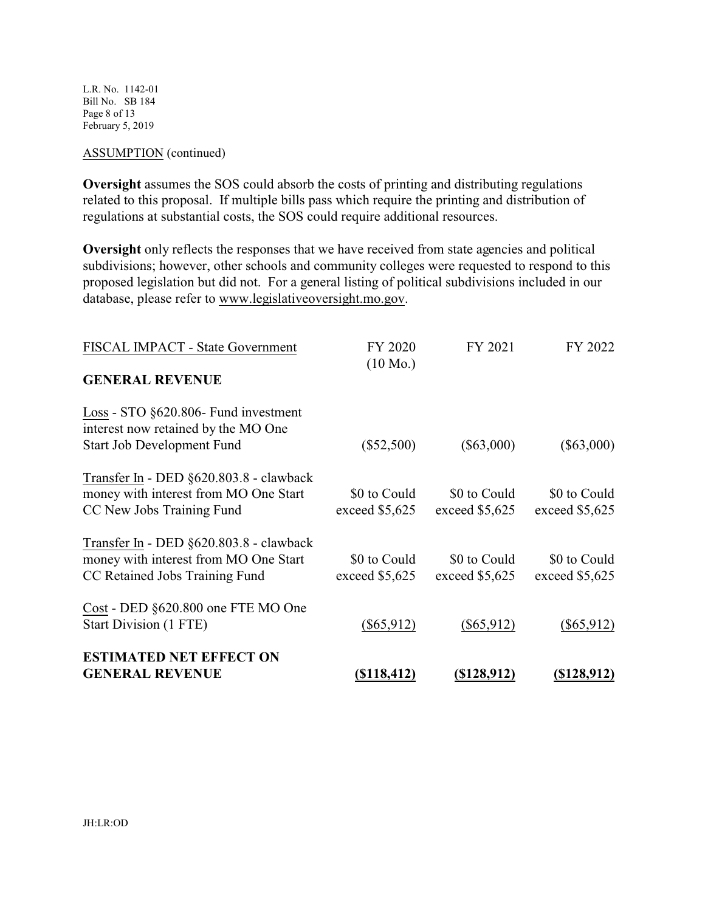ASSUMPTION (continued)

**Oversight** assumes the SOS could absorb the costs of printing and distributing regulations related to this proposal. If multiple bills pass which require the printing and distribution of regulations at substantial costs, the SOS could require additional resources.

**Oversight** only reflects the responses that we have received from state agencies and political subdivisions; however, other schools and community colleges were requested to respond to this proposed legislation but did not. For a general listing of political subdivisions included in our database, please refer to www.legislativeoversight.mo.gov.

| FISCAL IMPACT - State Government | FY 2020 (10 Mo.) | FY 2021 | FY 2022 |
|---|---|---|---|
| **GENERAL REVENUE** | | | |
| Loss - STO §620.806- Fund investment interest now retained by the MO One Start Job Development Fund | ($52,500) | ($63,000) | ($63,000) |
| Transfer In - DED §620.803.8 - clawback money with interest from MO One Start CC New Jobs Training Fund | $0 to Could exceed $5,625 | $0 to Could exceed $5,625 | $0 to Could exceed $5,625 |
| Transfer In - DED §620.803.8 - clawback money with interest from MO One Start CC Retained Jobs Training Fund | $0 to Could exceed $5,625 | $0 to Could exceed $5,625 | $0 to Could exceed $5,625 |
| Cost - DED §620.800 one FTE MO One Start Division (1 FTE) | ($65,912) | ($65,912) | ($65,912) |
| **ESTIMATED NET EFFECT ON GENERAL REVENUE** | **($118,412)** | **($128,912)** | **($128,912)** |

JH:LR:OD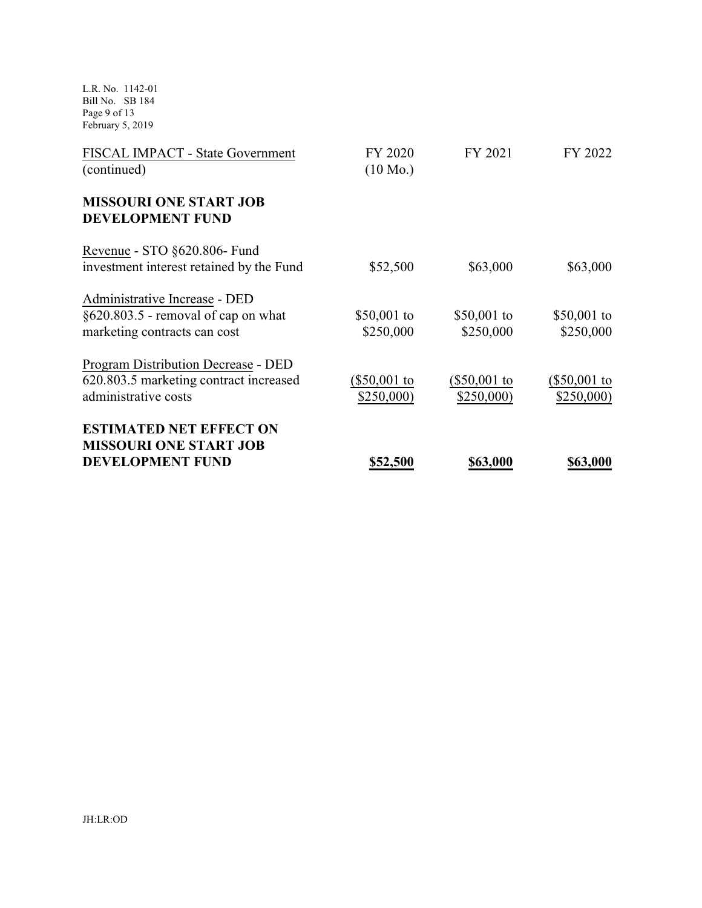| FISCAL IMPACT - State Government (continued) | FY 2020 (10 Mo.) | FY 2021 | FY 2022 |
|---|---|---|---|
| **MISSOURI ONE START JOB DEVELOPMENT FUND** | | | |
| Revenue - STO §620.806- Fund investment interest retained by the Fund | $52,500 | $63,000 | $63,000 |
| Administrative Increase - DED §620.803.5 - removal of cap on what marketing contracts can cost | $50,001 to $250,000 | $50,001 to $250,000 | $50,001 to $250,000 |
| Program Distribution Decrease - DED 620.803.5 marketing contract increased administrative costs | ($50,001 to $250,000) | ($50,001 to $250,000) | ($50,001 to $250,000) |
| **ESTIMATED NET EFFECT ON MISSOURI ONE START JOB DEVELOPMENT FUND** | **$52,500** | **$63,000** | **$63,000** |

JH:LR:OD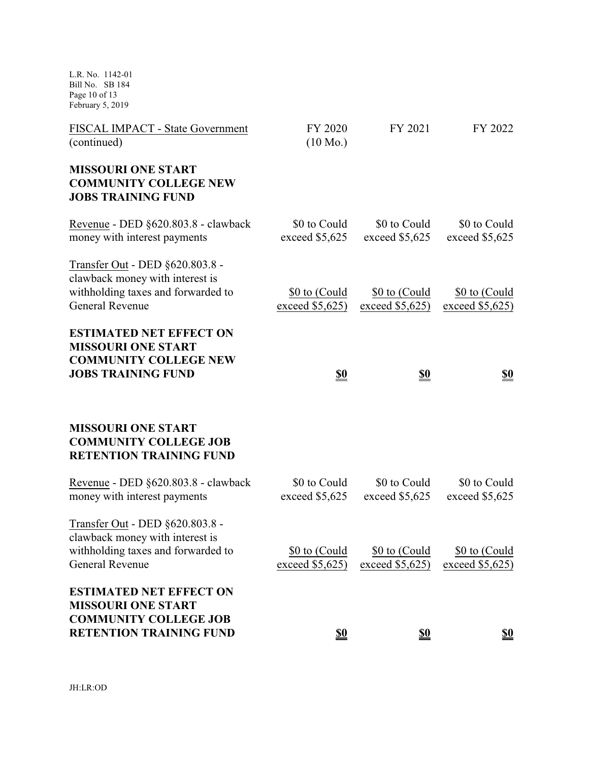| FISCAL IMPACT - State Government (continued) | FY 2020 (10 Mo.) | FY 2021 | FY 2022 |
|---|---|---|---|
| **MISSOURI ONE START COMMUNITY COLLEGE NEW JOBS TRAINING FUND** | | | |
| Revenue - DED §620.803.8 - clawback money with interest payments | $0 to Could exceed $5,625 | $0 to Could exceed $5,625 | $0 to Could exceed $5,625 |
| Transfer Out - DED §620.803.8 - clawback money with interest is withholding taxes and forwarded to General Revenue | $0 to (Could exceed $5,625) | $0 to (Could exceed $5,625) | $0 to (Could exceed $5,625) |
| **ESTIMATED NET EFFECT ON MISSOURI ONE START COMMUNITY COLLEGE NEW JOBS TRAINING FUND** | **$0** | **$0** | **$0** |
| | | | |
| **MISSOURI ONE START COMMUNITY COLLEGE JOB RETENTION TRAINING FUND** | | | |
| Revenue - DED §620.803.8 - clawback money with interest payments | $0 to Could exceed $5,625 | $0 to Could exceed $5,625 | $0 to Could exceed $5,625 |
| Transfer Out - DED §620.803.8 - clawback money with interest is withholding taxes and forwarded to General Revenue | $0 to (Could exceed $5,625) | $0 to (Could exceed $5,625) | $0 to (Could exceed $5,625) |
| **ESTIMATED NET EFFECT ON MISSOURI ONE START COMMUNITY COLLEGE JOB RETENTION TRAINING FUND** | **$0** | **$0** | **$0** |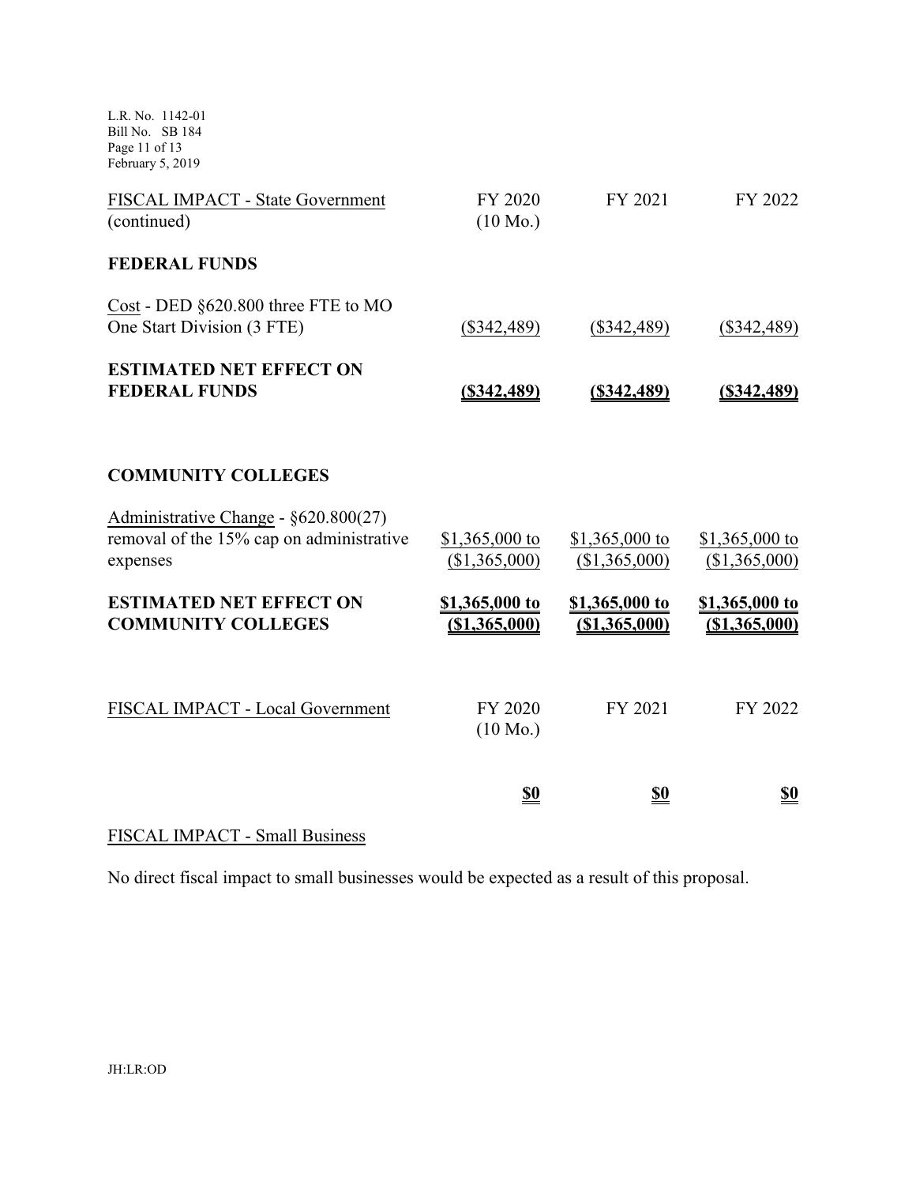| FISCAL IMPACT - State Government (continued) | FY 2020 (10 Mo.) | FY 2021 | FY 2022 |
|---|---|---|---|
| **FEDERAL FUNDS** | | | |
| Cost - DED §620.800 three FTE to MO One Start Division (3 FTE) | ($342,489) | ($342,489) | ($342,489) |
| **ESTIMATED NET EFFECT ON FEDERAL FUNDS** | **($342,489)** | **($342,489)** | **($342,489)** |
| | | | |
| **COMMUNITY COLLEGES** | | | |
| Administrative Change - §620.800(27) removal of the 15% cap on administrative expenses | $1,365,000 to ($1,365,000) | $1,365,000 to ($1,365,000) | $1,365,000 to ($1,365,000) |
| **ESTIMATED NET EFFECT ON COMMUNITY COLLEGES** | **$1,365,000 to ($1,365,000)** | **$1,365,000 to ($1,365,000)** | **$1,365,000 to ($1,365,000)** |

| FISCAL IMPACT - Local Government | FY 2020 (10 Mo.) | FY 2021 | FY 2022 |
|---|---|---|---|
| | **$0** | **$0** | **$0** |

FISCAL IMPACT - Small Business

No direct fiscal impact to small businesses would be expected as a result of this proposal.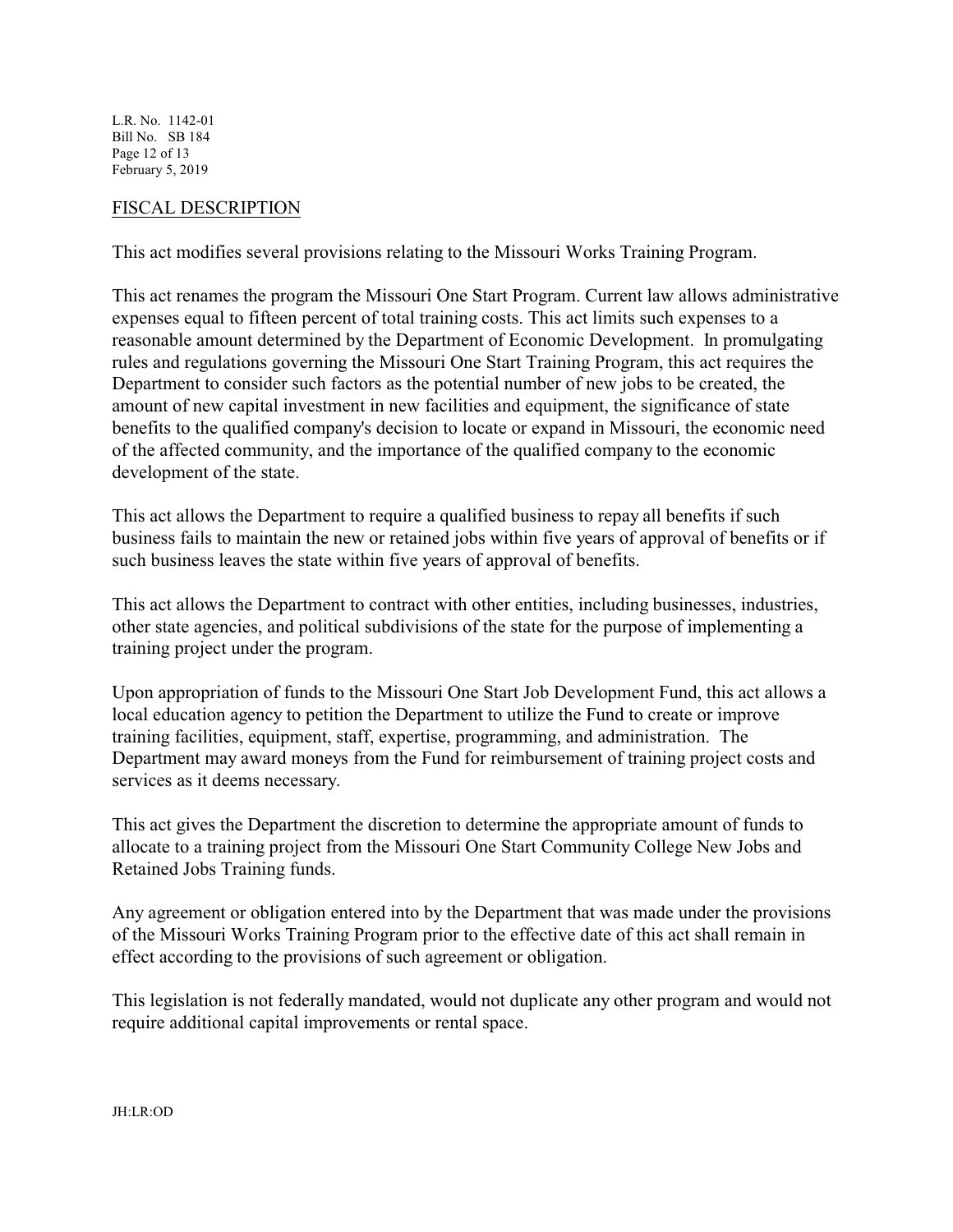## FISCAL DESCRIPTION

This act modifies several provisions relating to the Missouri Works Training Program.

This act renames the program the Missouri One Start Program. Current law allows administrative expenses equal to fifteen percent of total training costs. This act limits such expenses to a reasonable amount determined by the Department of Economic Development. In promulgating rules and regulations governing the Missouri One Start Training Program, this act requires the Department to consider such factors as the potential number of new jobs to be created, the amount of new capital investment in new facilities and equipment, the significance of state benefits to the qualified company's decision to locate or expand in Missouri, the economic need of the affected community, and the importance of the qualified company to the economic development of the state.

This act allows the Department to require a qualified business to repay all benefits if such business fails to maintain the new or retained jobs within five years of approval of benefits or if such business leaves the state within five years of approval of benefits.

This act allows the Department to contract with other entities, including businesses, industries, other state agencies, and political subdivisions of the state for the purpose of implementing a training project under the program.

Upon appropriation of funds to the Missouri One Start Job Development Fund, this act allows a local education agency to petition the Department to utilize the Fund to create or improve training facilities, equipment, staff, expertise, programming, and administration. The Department may award moneys from the Fund for reimbursement of training project costs and services as it deems necessary.

This act gives the Department the discretion to determine the appropriate amount of funds to allocate to a training project from the Missouri One Start Community College New Jobs and Retained Jobs Training funds.

Any agreement or obligation entered into by the Department that was made under the provisions of the Missouri Works Training Program prior to the effective date of this act shall remain in effect according to the provisions of such agreement or obligation.

This legislation is not federally mandated, would not duplicate any other program and would not require additional capital improvements or rental space.

JH:LR:OD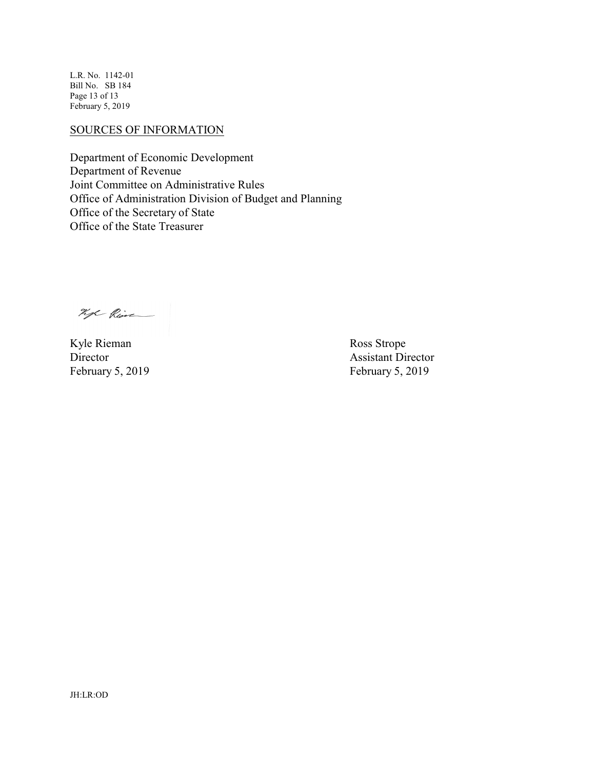## SOURCES OF INFORMATION

Department of Economic Development
Department of Revenue
Joint Committee on Administrative Rules
Office of Administration Division of Budget and Planning
Office of the Secretary of State
Office of the State Treasurer

Kyle Rieman
Director
February 5, 2019

Ross Strope
Assistant Director
February 5, 2019

JH:LR:OD